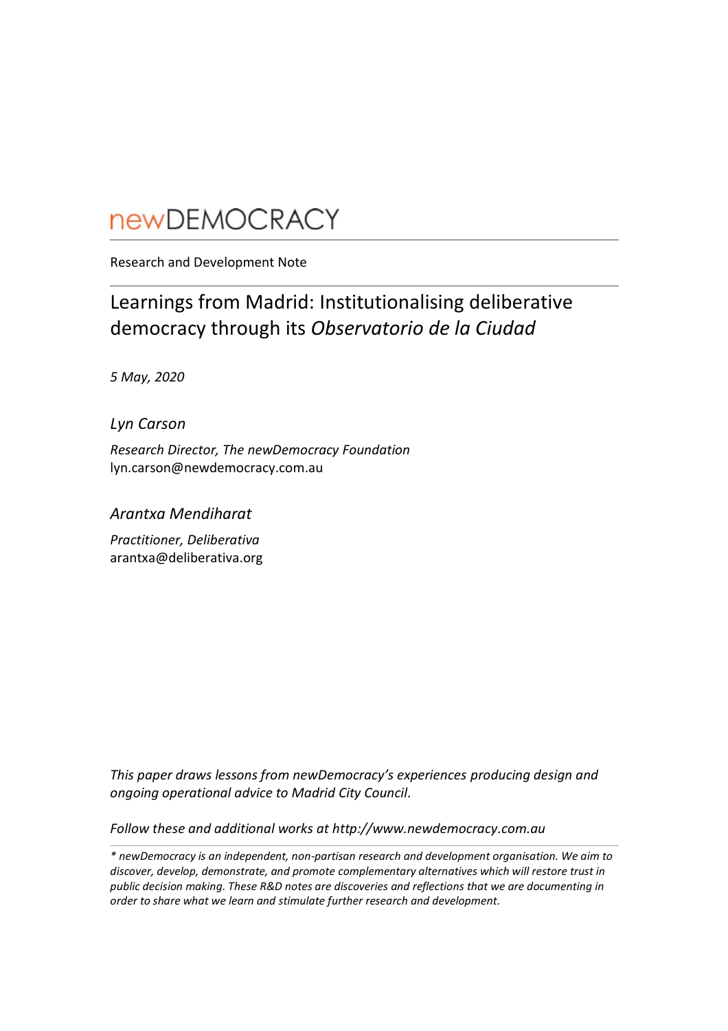newDEMOCRACY

Research and Development Note

# Learnings from Madrid: Institutionalising deliberative democracy through its *Observatorio de la Ciudad*

*5 May, 2020*

*Lyn Carson*

*Research Director, The newDemocracy Foundation*
lyn.carson@newdemocracy.com.au

*Arantxa Mendiharat*

*Practitioner, Deliberativa*
arantxa@deliberativa.org

*This paper draws lessons from newDemocracy's experiences producing design and ongoing operational advice to Madrid City Council.*

*Follow these and additional works at http://www.newdemocracy.com.au*

---

*\* newDemocracy is an independent, non-partisan research and development organisation. We aim to discover, develop, demonstrate, and promote complementary alternatives which will restore trust in public decision making. These R&D notes are discoveries and reflections that we are documenting in order to share what we learn and stimulate further research and development.*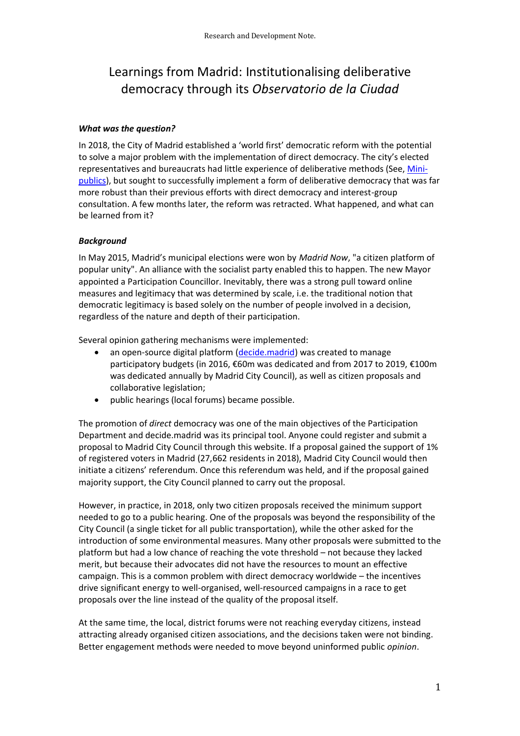# Learnings from Madrid: Institutionalising deliberative democracy through its *Observatorio de la Ciudad*

### *What was the question?*

In 2018, the City of Madrid established a 'world first' democratic reform with the potential to solve a major problem with the implementation of direct democracy. The city's elected representatives and bureaucrats had little experience of deliberative methods (See, [Mini-publics](#)), but sought to successfully implement a form of deliberative democracy that was far more robust than their previous efforts with direct democracy and interest-group consultation. A few months later, the reform was retracted. What happened, and what can be learned from it?

### *Background*

In May 2015, Madrid's municipal elections were won by *Madrid Now*, "a citizen platform of popular unity". An alliance with the socialist party enabled this to happen. The new Mayor appointed a Participation Councillor. Inevitably, there was a strong pull toward online measures and legitimacy that was determined by scale, i.e. the traditional notion that democratic legitimacy is based solely on the number of people involved in a decision, regardless of the nature and depth of their participation.

Several opinion gathering mechanisms were implemented:

- an open-source digital platform ([decide.madrid](#)) was created to manage participatory budgets (in 2016, €60m was dedicated and from 2017 to 2019, €100m was dedicated annually by Madrid City Council), as well as citizen proposals and collaborative legislation;
- public hearings (local forums) became possible.

The promotion of *direct* democracy was one of the main objectives of the Participation Department and decide.madrid was its principal tool. Anyone could register and submit a proposal to Madrid City Council through this website. If a proposal gained the support of 1% of registered voters in Madrid (27,662 residents in 2018), Madrid City Council would then initiate a citizens' referendum. Once this referendum was held, and if the proposal gained majority support, the City Council planned to carry out the proposal.

However, in practice, in 2018, only two citizen proposals received the minimum support needed to go to a public hearing. One of the proposals was beyond the responsibility of the City Council (a single ticket for all public transportation), while the other asked for the introduction of some environmental measures. Many other proposals were submitted to the platform but had a low chance of reaching the vote threshold – not because they lacked merit, but because their advocates did not have the resources to mount an effective campaign. This is a common problem with direct democracy worldwide – the incentives drive significant energy to well-organised, well-resourced campaigns in a race to get proposals over the line instead of the quality of the proposal itself.

At the same time, the local, district forums were not reaching everyday citizens, instead attracting already organised citizen associations, and the decisions taken were not binding. Better engagement methods were needed to move beyond uninformed public *opinion*.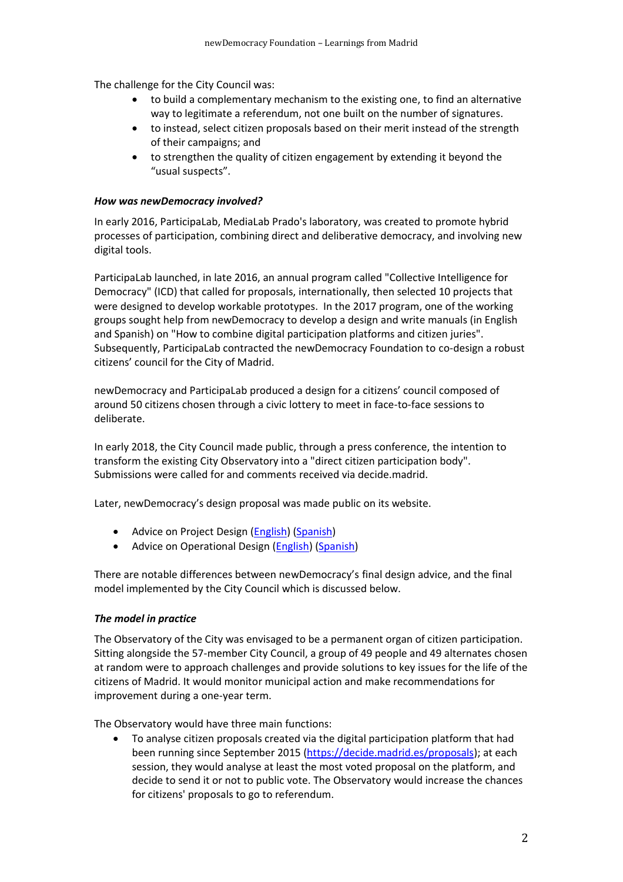The challenge for the City Council was:

- to build a complementary mechanism to the existing one, to find an alternative way to legitimate a referendum, not one built on the number of signatures.
- to instead, select citizen proposals based on their merit instead of the strength of their campaigns; and
- to strengthen the quality of citizen engagement by extending it beyond the "usual suspects".

***How was newDemocracy involved?***

In early 2016, ParticipaLab, MediaLab Prado's laboratory, was created to promote hybrid processes of participation, combining direct and deliberative democracy, and involving new digital tools.

ParticipaLab launched, in late 2016, an annual program called "Collective Intelligence for Democracy" (ICD) that called for proposals, internationally, then selected 10 projects that were designed to develop workable prototypes. In the 2017 program, one of the working groups sought help from newDemocracy to develop a design and write manuals (in English and Spanish) on "How to combine digital participation platforms and citizen juries". Subsequently, ParticipaLab contracted the newDemocracy Foundation to co-design a robust citizens' council for the City of Madrid.

newDemocracy and ParticipaLab produced a design for a citizens' council composed of around 50 citizens chosen through a civic lottery to meet in face-to-face sessions to deliberate.

In early 2018, the City Council made public, through a press conference, the intention to transform the existing City Observatory into a "direct citizen participation body". Submissions were called for and comments received via decide.madrid.

Later, newDemocracy's design proposal was made public on its website.

- Advice on Project Design (English) (Spanish)
- Advice on Operational Design (English) (Spanish)

There are notable differences between newDemocracy's final design advice, and the final model implemented by the City Council which is discussed below.

***The model in practice***

The Observatory of the City was envisaged to be a permanent organ of citizen participation. Sitting alongside the 57-member City Council, a group of 49 people and 49 alternates chosen at random were to approach challenges and provide solutions to key issues for the life of the citizens of Madrid. It would monitor municipal action and make recommendations for improvement during a one-year term.

The Observatory would have three main functions:

- To analyse citizen proposals created via the digital participation platform that had been running since September 2015 (https://decide.madrid.es/proposals); at each session, they would analyse at least the most voted proposal on the platform, and decide to send it or not to public vote. The Observatory would increase the chances for citizens' proposals to go to referendum.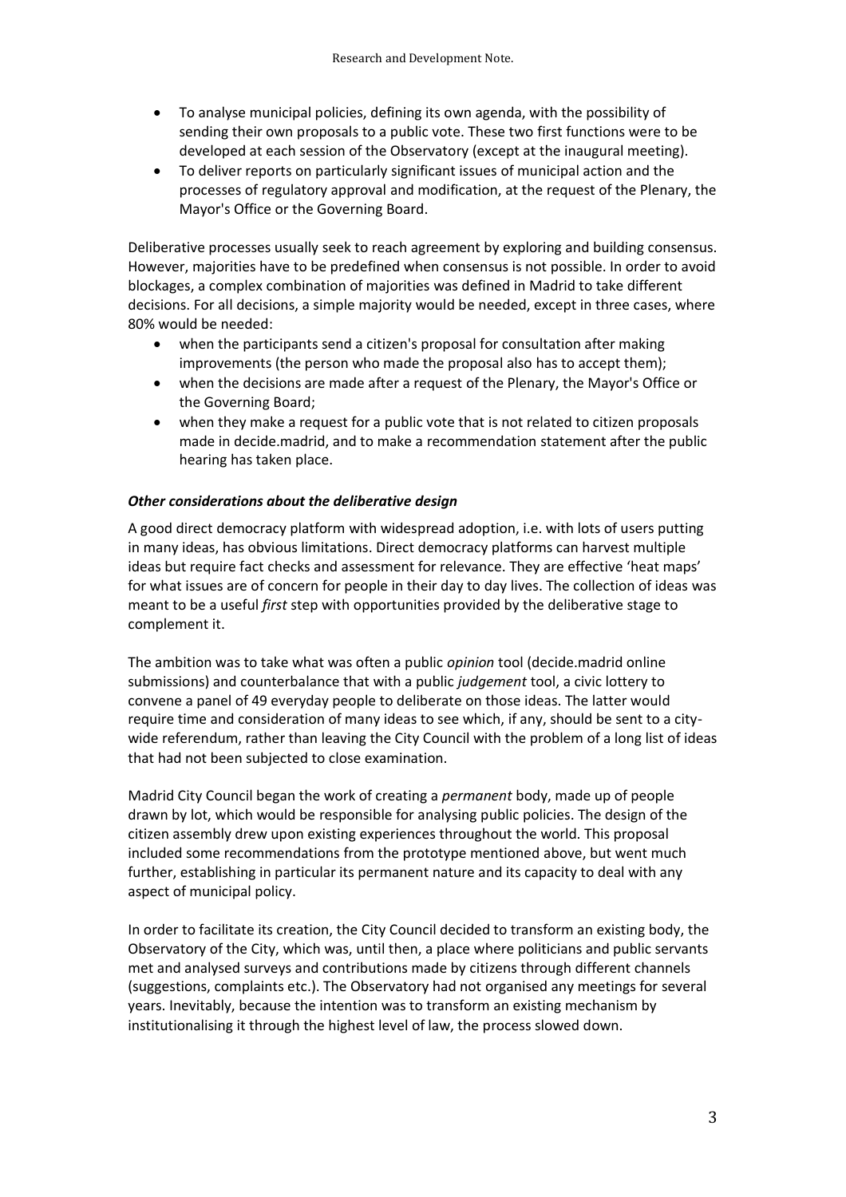- To analyse municipal policies, defining its own agenda, with the possibility of sending their own proposals to a public vote. These two first functions were to be developed at each session of the Observatory (except at the inaugural meeting).
- To deliver reports on particularly significant issues of municipal action and the processes of regulatory approval and modification, at the request of the Plenary, the Mayor's Office or the Governing Board.

Deliberative processes usually seek to reach agreement by exploring and building consensus. However, majorities have to be predefined when consensus is not possible. In order to avoid blockages, a complex combination of majorities was defined in Madrid to take different decisions. For all decisions, a simple majority would be needed, except in three cases, where 80% would be needed:

- when the participants send a citizen's proposal for consultation after making improvements (the person who made the proposal also has to accept them);
- when the decisions are made after a request of the Plenary, the Mayor's Office or the Governing Board;
- when they make a request for a public vote that is not related to citizen proposals made in decide.madrid, and to make a recommendation statement after the public hearing has taken place.

### *Other considerations about the deliberative design*

A good direct democracy platform with widespread adoption, i.e. with lots of users putting in many ideas, has obvious limitations. Direct democracy platforms can harvest multiple ideas but require fact checks and assessment for relevance. They are effective 'heat maps' for what issues are of concern for people in their day to day lives. The collection of ideas was meant to be a useful *first* step with opportunities provided by the deliberative stage to complement it.

The ambition was to take what was often a public *opinion* tool (decide.madrid online submissions) and counterbalance that with a public *judgement* tool, a civic lottery to convene a panel of 49 everyday people to deliberate on those ideas. The latter would require time and consideration of many ideas to see which, if any, should be sent to a city-wide referendum, rather than leaving the City Council with the problem of a long list of ideas that had not been subjected to close examination.

Madrid City Council began the work of creating a *permanent* body, made up of people drawn by lot, which would be responsible for analysing public policies. The design of the citizen assembly drew upon existing experiences throughout the world. This proposal included some recommendations from the prototype mentioned above, but went much further, establishing in particular its permanent nature and its capacity to deal with any aspect of municipal policy.

In order to facilitate its creation, the City Council decided to transform an existing body, the Observatory of the City, which was, until then, a place where politicians and public servants met and analysed surveys and contributions made by citizens through different channels (suggestions, complaints etc.). The Observatory had not organised any meetings for several years. Inevitably, because the intention was to transform an existing mechanism by institutionalising it through the highest level of law, the process slowed down.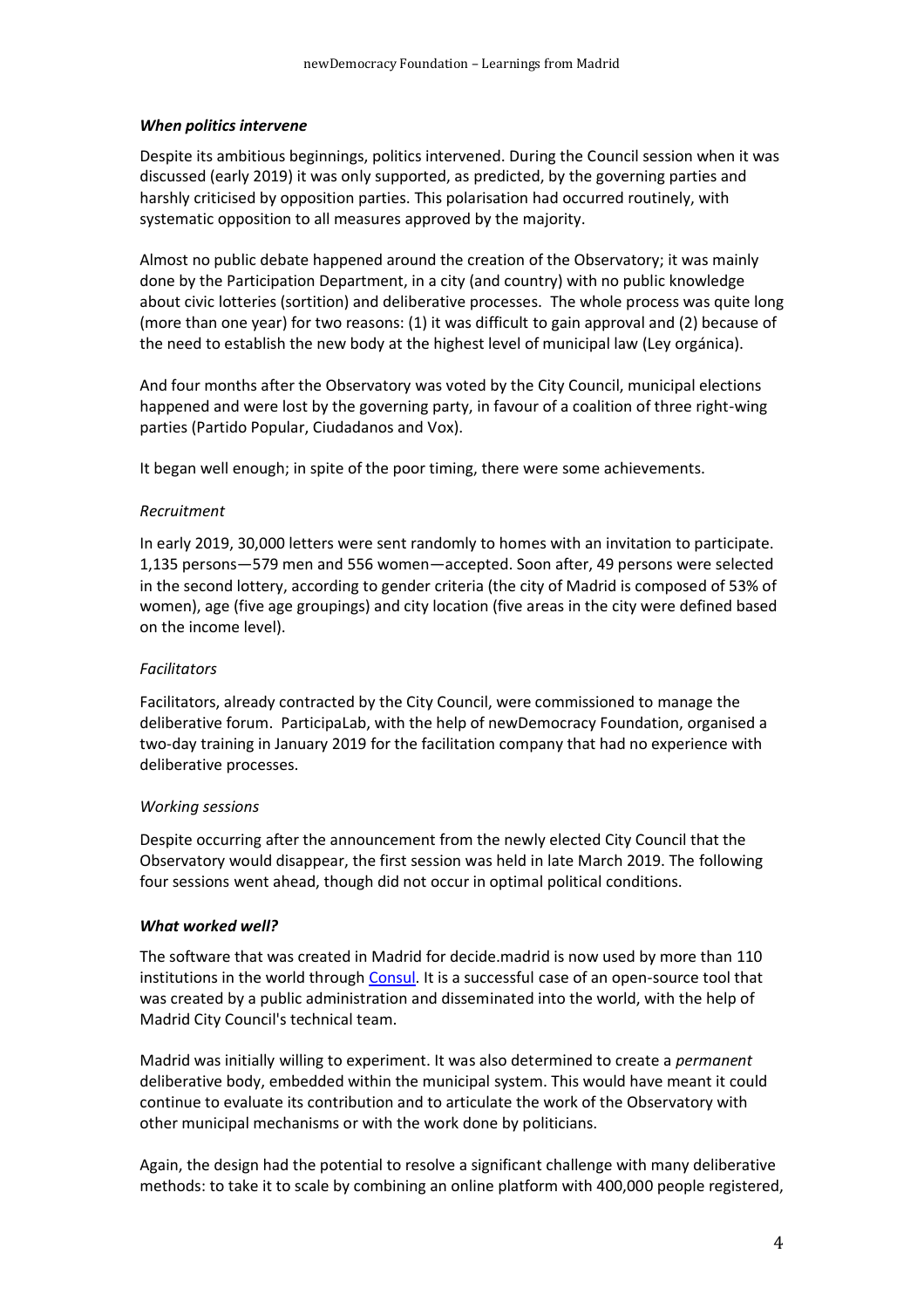***When politics intervene***

Despite its ambitious beginnings, politics intervened. During the Council session when it was discussed (early 2019) it was only supported, as predicted, by the governing parties and harshly criticised by opposition parties. This polarisation had occurred routinely, with systematic opposition to all measures approved by the majority.

Almost no public debate happened around the creation of the Observatory; it was mainly done by the Participation Department, in a city (and country) with no public knowledge about civic lotteries (sortition) and deliberative processes. The whole process was quite long (more than one year) for two reasons: (1) it was difficult to gain approval and (2) because of the need to establish the new body at the highest level of municipal law (Ley orgánica).

And four months after the Observatory was voted by the City Council, municipal elections happened and were lost by the governing party, in favour of a coalition of three right-wing parties (Partido Popular, Ciudadanos and Vox).

It began well enough; in spite of the poor timing, there were some achievements.

*Recruitment*

In early 2019, 30,000 letters were sent randomly to homes with an invitation to participate. 1,135 persons—579 men and 556 women—accepted. Soon after, 49 persons were selected in the second lottery, according to gender criteria (the city of Madrid is composed of 53% of women), age (five age groupings) and city location (five areas in the city were defined based on the income level).

*Facilitators*

Facilitators, already contracted by the City Council, were commissioned to manage the deliberative forum. ParticipaLab, with the help of newDemocracy Foundation, organised a two-day training in January 2019 for the facilitation company that had no experience with deliberative processes.

*Working sessions*

Despite occurring after the announcement from the newly elected City Council that the Observatory would disappear, the first session was held in late March 2019. The following four sessions went ahead, though did not occur in optimal political conditions.

***What worked well?***

The software that was created in Madrid for decide.madrid is now used by more than 110 institutions in the world through Consul. It is a successful case of an open-source tool that was created by a public administration and disseminated into the world, with the help of Madrid City Council's technical team.

Madrid was initially willing to experiment. It was also determined to create a *permanent* deliberative body, embedded within the municipal system. This would have meant it could continue to evaluate its contribution and to articulate the work of the Observatory with other municipal mechanisms or with the work done by politicians.

Again, the design had the potential to resolve a significant challenge with many deliberative methods: to take it to scale by combining an online platform with 400,000 people registered,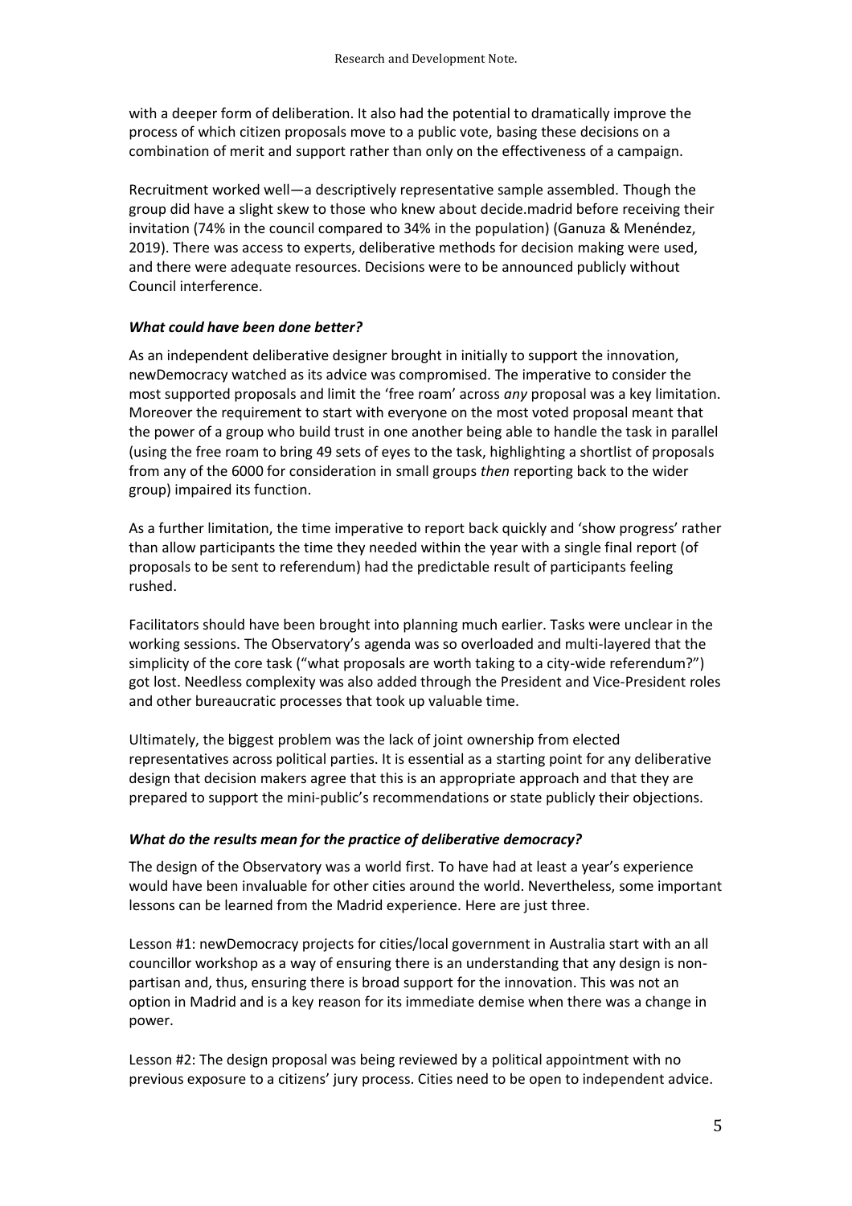with a deeper form of deliberation. It also had the potential to dramatically improve the process of which citizen proposals move to a public vote, basing these decisions on a combination of merit and support rather than only on the effectiveness of a campaign.

Recruitment worked well—a descriptively representative sample assembled. Though the group did have a slight skew to those who knew about decide.madrid before receiving their invitation (74% in the council compared to 34% in the population) (Ganuza & Menéndez, 2019). There was access to experts, deliberative methods for decision making were used, and there were adequate resources. Decisions were to be announced publicly without Council interference.

### *What could have been done better?*

As an independent deliberative designer brought in initially to support the innovation, newDemocracy watched as its advice was compromised. The imperative to consider the most supported proposals and limit the 'free roam' across *any* proposal was a key limitation. Moreover the requirement to start with everyone on the most voted proposal meant that the power of a group who build trust in one another being able to handle the task in parallel (using the free roam to bring 49 sets of eyes to the task, highlighting a shortlist of proposals from any of the 6000 for consideration in small groups *then* reporting back to the wider group) impaired its function.

As a further limitation, the time imperative to report back quickly and 'show progress' rather than allow participants the time they needed within the year with a single final report (of proposals to be sent to referendum) had the predictable result of participants feeling rushed.

Facilitators should have been brought into planning much earlier. Tasks were unclear in the working sessions. The Observatory's agenda was so overloaded and multi-layered that the simplicity of the core task ("what proposals are worth taking to a city-wide referendum?") got lost. Needless complexity was also added through the President and Vice-President roles and other bureaucratic processes that took up valuable time.

Ultimately, the biggest problem was the lack of joint ownership from elected representatives across political parties. It is essential as a starting point for any deliberative design that decision makers agree that this is an appropriate approach and that they are prepared to support the mini-public's recommendations or state publicly their objections.

### *What do the results mean for the practice of deliberative democracy?*

The design of the Observatory was a world first. To have had at least a year's experience would have been invaluable for other cities around the world. Nevertheless, some important lessons can be learned from the Madrid experience. Here are just three.

Lesson #1: newDemocracy projects for cities/local government in Australia start with an all councillor workshop as a way of ensuring there is an understanding that any design is non-partisan and, thus, ensuring there is broad support for the innovation. This was not an option in Madrid and is a key reason for its immediate demise when there was a change in power.

Lesson #2: The design proposal was being reviewed by a political appointment with no previous exposure to a citizens' jury process. Cities need to be open to independent advice.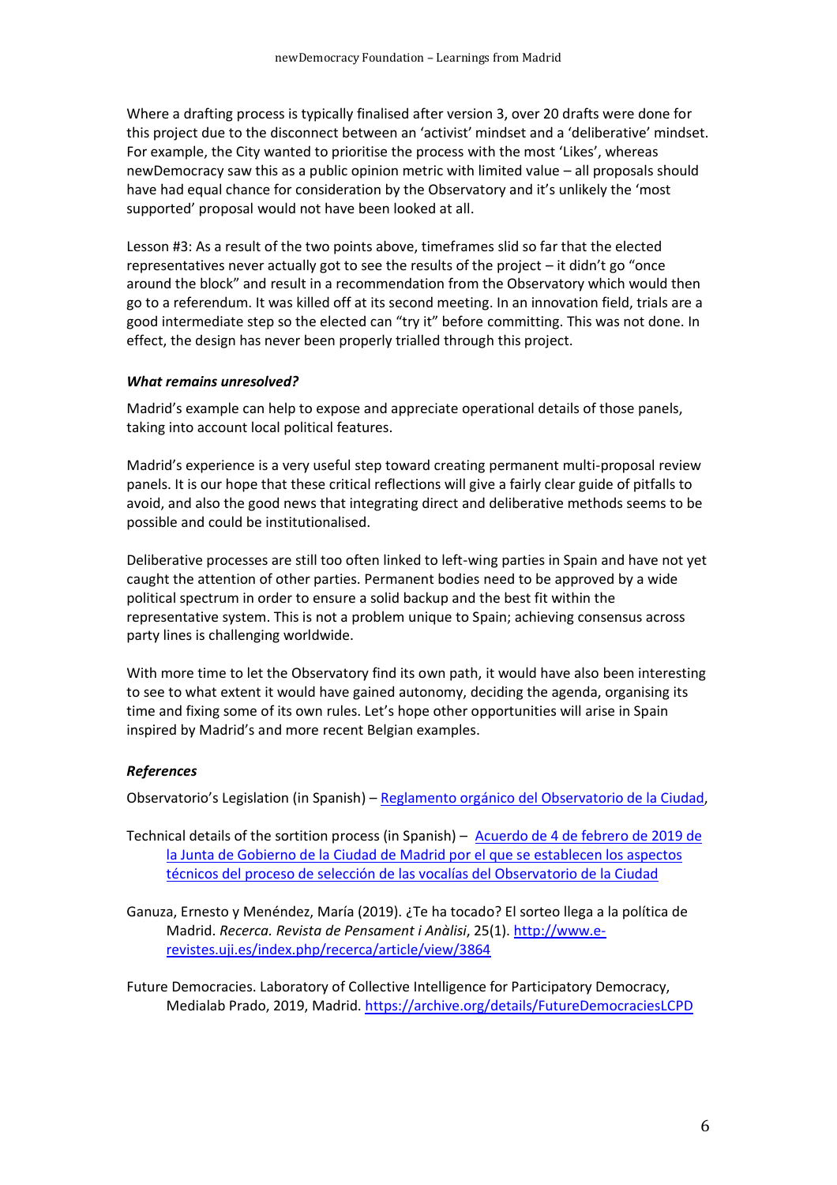Where a drafting process is typically finalised after version 3, over 20 drafts were done for this project due to the disconnect between an 'activist' mindset and a 'deliberative' mindset. For example, the City wanted to prioritise the process with the most 'Likes', whereas newDemocracy saw this as a public opinion metric with limited value – all proposals should have had equal chance for consideration by the Observatory and it's unlikely the 'most supported' proposal would not have been looked at all.

Lesson #3: As a result of the two points above, timeframes slid so far that the elected representatives never actually got to see the results of the project – it didn't go "once around the block" and result in a recommendation from the Observatory which would then go to a referendum. It was killed off at its second meeting. In an innovation field, trials are a good intermediate step so the elected can "try it" before committing. This was not done. In effect, the design has never been properly trialled through this project.

***What remains unresolved?***

Madrid's example can help to expose and appreciate operational details of those panels, taking into account local political features.

Madrid's experience is a very useful step toward creating permanent multi-proposal review panels. It is our hope that these critical reflections will give a fairly clear guide of pitfalls to avoid, and also the good news that integrating direct and deliberative methods seems to be possible and could be institutionalised.

Deliberative processes are still too often linked to left-wing parties in Spain and have not yet caught the attention of other parties. Permanent bodies need to be approved by a wide political spectrum in order to ensure a solid backup and the best fit within the representative system. This is not a problem unique to Spain; achieving consensus across party lines is challenging worldwide.

With more time to let the Observatory find its own path, it would have also been interesting to see to what extent it would have gained autonomy, deciding the agenda, organising its time and fixing some of its own rules. Let's hope other opportunities will arise in Spain inspired by Madrid's and more recent Belgian examples.

***References***

Observatorio's Legislation (in Spanish) – Reglamento orgánico del Observatorio de la Ciudad,

Technical details of the sortition process (in Spanish) – Acuerdo de 4 de febrero de 2019 de la Junta de Gobierno de la Ciudad de Madrid por el que se establecen los aspectos técnicos del proceso de selección de las vocalías del Observatorio de la Ciudad

Ganuza, Ernesto y Menéndez, María (2019). ¿Te ha tocado? El sorteo llega a la política de Madrid. *Recerca. Revista de Pensament i Anàlisi*, 25(1). http://www.e-revistes.uji.es/index.php/recerca/article/view/3864

Future Democracies. Laboratory of Collective Intelligence for Participatory Democracy, Medialab Prado, 2019, Madrid. https://archive.org/details/FutureDemocraciesLCPD